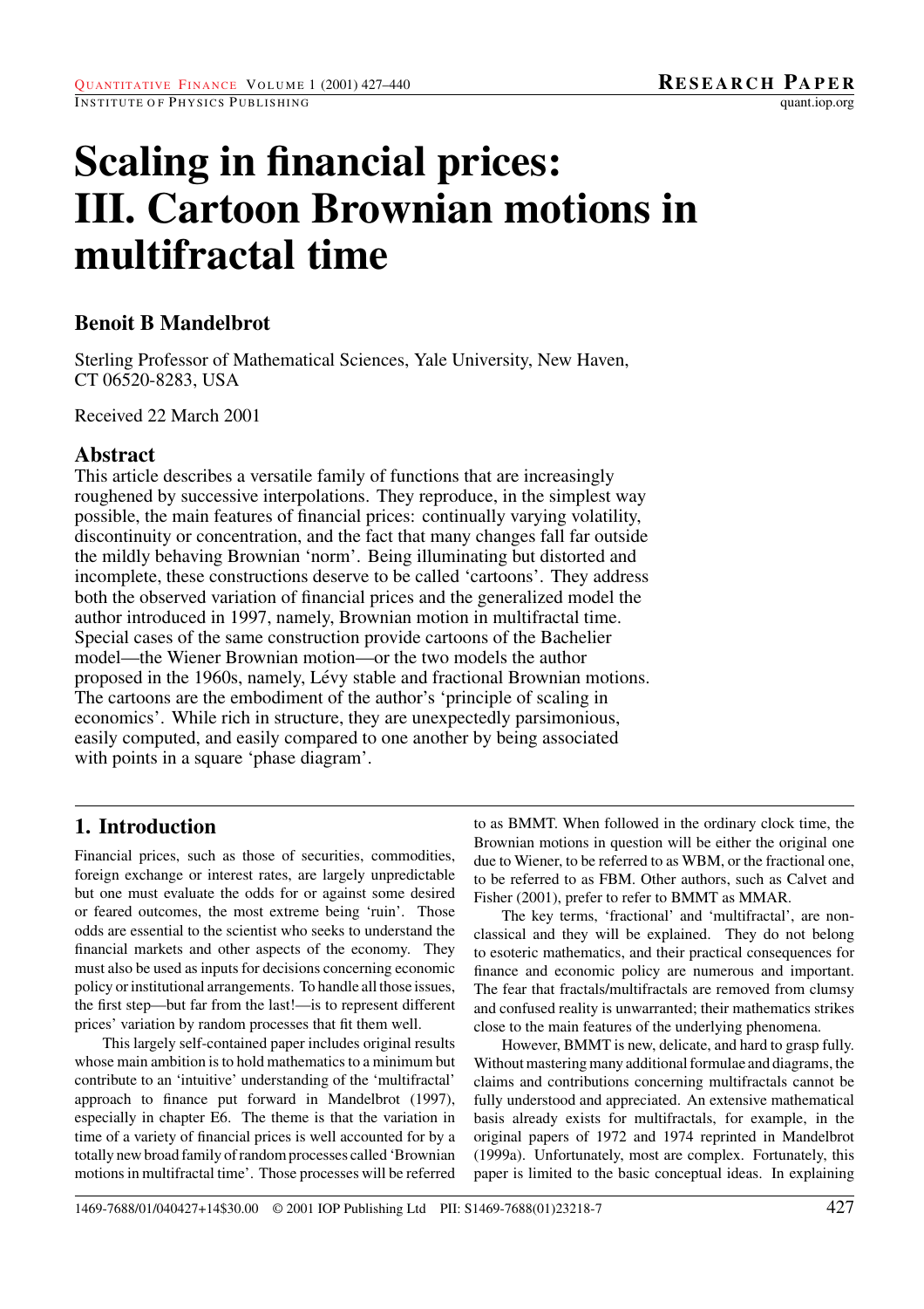# Scaling in financial prices: III. Cartoon Brownian motions in multifractal time

**Benoit B Mandelbrot**

Sterling Professor of Mathematical Sciences, Yale University, New Haven, CT 06520-8283, USA

Received 22 March 2001

## Abstract

This article describes a versatile family of functions that are increasingly roughened by successive interpolations. They reproduce, in the simplest way possible, the main features of financial prices: continually varying volatility, discontinuity or concentration, and the fact that many changes fall far outside the mildly behaving Brownian 'norm'. Being illuminating but distorted and incomplete, these constructions deserve to be called 'cartoons'. They address both the observed variation of financial prices and the generalized model the author introduced in 1997, namely, Brownian motion in multifractal time. Special cases of the same construction provide cartoons of the Bachelier model—the Wiener Brownian motion—or the two models the author proposed in the 1960s, namely, Lévy stable and fractional Brownian motions. The cartoons are the embodiment of the author's 'principle of scaling in economics'. While rich in structure, they are unexpectedly parsimonious, easily computed, and easily compared to one another by being associated with points in a square 'phase diagram'.

## 1. Introduction

Financial prices, such as those of securities, commodities, foreign exchange or interest rates, are largely unpredictable but one must evaluate the odds for or against some desired or feared outcomes, the most extreme being 'ruin'. Those odds are essential to the scientist who seeks to understand the financial markets and other aspects of the economy. They must also be used as inputs for decisions concerning economic policy or institutional arrangements. To handle all those issues, the first step—but far from the last!—is to represent different prices' variation by random processes that fit them well.

This largely self-contained paper includes original results whose main ambition is to hold mathematics to a minimum but contribute to an 'intuitive' understanding of the 'multifractal' approach to finance put forward in Mandelbrot (1997), especially in chapter E6. The theme is that the variation in time of a variety of financial prices is well accounted for by a totally new broad family of random processes called 'Brownian motions in multifractal time'. Those processes will be referred to as BMMT. When followed in the ordinary clock time, the Brownian motions in question will be either the original one due to Wiener, to be referred to as WBM, or the fractional one, to be referred to as FBM. Other authors, such as Calvet and Fisher (2001), prefer to refer to BMMT as MMAR.

The key terms, 'fractional' and 'multifractal', are non-classical and they will be explained. They do not belong to esoteric mathematics, and their practical consequences for finance and economic policy are numerous and important. The fear that fractals/multifractals are removed from clumsy and confused reality is unwarranted; their mathematics strikes close to the main features of the underlying phenomena.

However, BMMT is new, delicate, and hard to grasp fully. Without mastering many additional formulae and diagrams, the claims and contributions concerning multifractals cannot be fully understood and appreciated. An extensive mathematical basis already exists for multifractals, for example, in the original papers of 1972 and 1974 reprinted in Mandelbrot (1999a). Unfortunately, most are complex. Fortunately, this paper is limited to the basic conceptual ideas. In explaining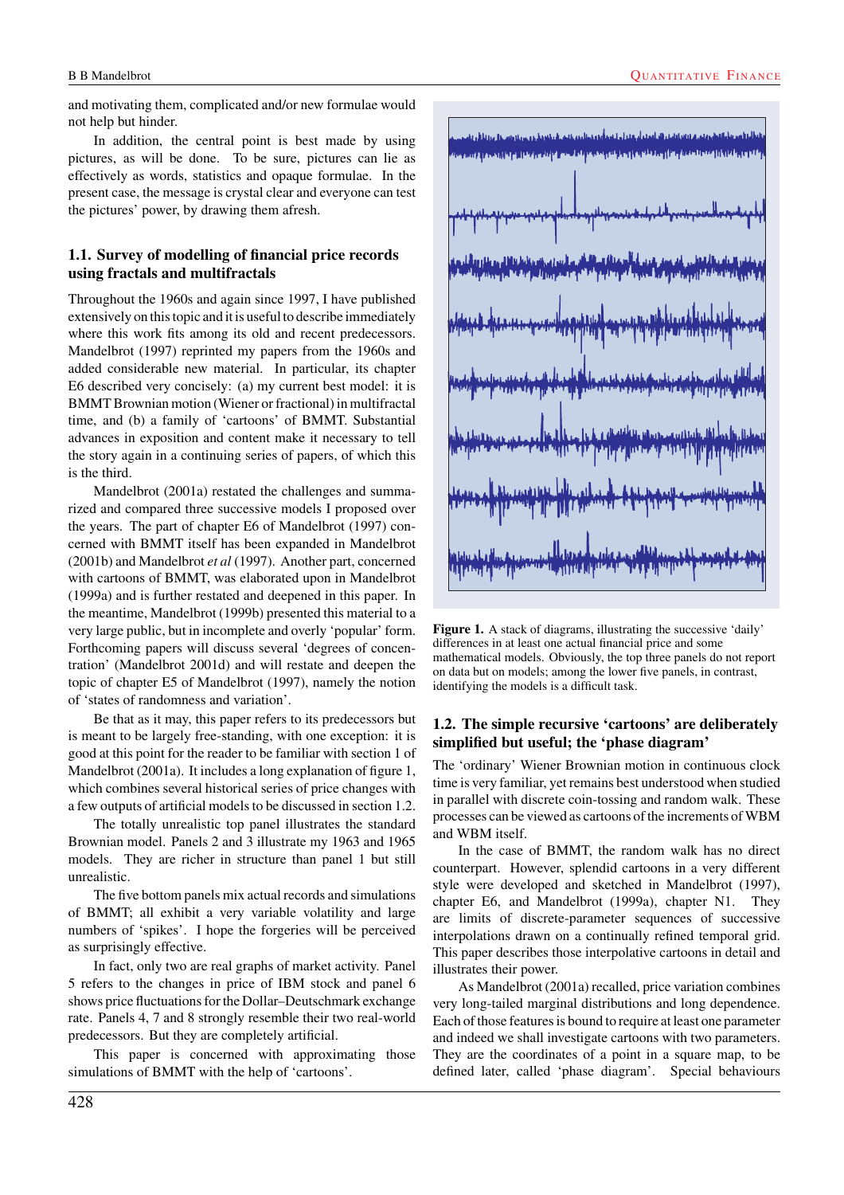and motivating them, complicated and/or new formulae would not help but hinder.

In addition, the central point is best made by using pictures, as will be done. To be sure, pictures can lie as effectively as words, statistics and opaque formulae. In the present case, the message is crystal clear and everyone can test the pictures' power, by drawing them afresh.

### 1.1. Survey of modelling of financial price records using fractals and multifractals

Throughout the 1960s and again since 1997, I have published extensively on this topic and it is useful to describe immediately where this work fits among its old and recent predecessors. Mandelbrot (1997) reprinted my papers from the 1960s and added considerable new material. In particular, its chapter E6 described very concisely: (a) my current best model: it is BMMT Brownian motion (Wiener or fractional) in multifractal time, and (b) a family of 'cartoons' of BMMT. Substantial advances in exposition and content make it necessary to tell the story again in a continuing series of papers, of which this is the third.

Mandelbrot (2001a) restated the challenges and summarized and compared three successive models I proposed over the years. The part of chapter E6 of Mandelbrot (1997) concerned with BMMT itself has been expanded in Mandelbrot (2001b) and Mandelbrot *et al* (1997). Another part, concerned with cartoons of BMMT, was elaborated upon in Mandelbrot (1999a) and is further restated and deepened in this paper. In the meantime, Mandelbrot (1999b) presented this material to a very large public, but in incomplete and overly 'popular' form. Forthcoming papers will discuss several 'degrees of concentration' (Mandelbrot 2001d) and will restate and deepen the topic of chapter E5 of Mandelbrot (1997), namely the notion of 'states of randomness and variation'.

Be that as it may, this paper refers to its predecessors but is meant to be largely free-standing, with one exception: it is good at this point for the reader to be familiar with section 1 of Mandelbrot (2001a). It includes a long explanation of figure 1, which combines several historical series of price changes with a few outputs of artificial models to be discussed in section 1.2.

The totally unrealistic top panel illustrates the standard Brownian model. Panels 2 and 3 illustrate my 1963 and 1965 models. They are richer in structure than panel 1 but still unrealistic.

The five bottom panels mix actual records and simulations of BMMT; all exhibit a very variable volatility and large numbers of 'spikes'. I hope the forgeries will be perceived as surprisingly effective.

In fact, only two are real graphs of market activity. Panel 5 refers to the changes in price of IBM stock and panel 6 shows price fluctuations for the Dollar–Deutschmark exchange rate. Panels 4, 7 and 8 strongly resemble their two real-world predecessors. But they are completely artificial.

This paper is concerned with approximating those simulations of BMMT with the help of 'cartoons'.

**Figure 1.** A stack of diagrams, illustrating the successive 'daily' differences in at least one actual financial price and some mathematical models. Obviously, the top three panels do not report on data but on models; among the lower five panels, in contrast, identifying the models is a difficult task.

### 1.2. The simple recursive 'cartoons' are deliberately simplified but useful; the 'phase diagram'

The 'ordinary' Wiener Brownian motion in continuous clock time is very familiar, yet remains best understood when studied in parallel with discrete coin-tossing and random walk. These processes can be viewed as cartoons of the increments of WBM and WBM itself.

In the case of BMMT, the random walk has no direct counterpart. However, splendid cartoons in a very different style were developed and sketched in Mandelbrot (1997), chapter E6, and Mandelbrot (1999a), chapter N1. They are limits of discrete-parameter sequences of successive interpolations drawn on a continually refined temporal grid. This paper describes those interpolative cartoons in detail and illustrates their power.

As Mandelbrot (2001a) recalled, price variation combines very long-tailed marginal distributions and long dependence. Each of those features is bound to require at least one parameter and indeed we shall investigate cartoons with two parameters. They are the coordinates of a point in a square map, to be defined later, called 'phase diagram'. Special behaviours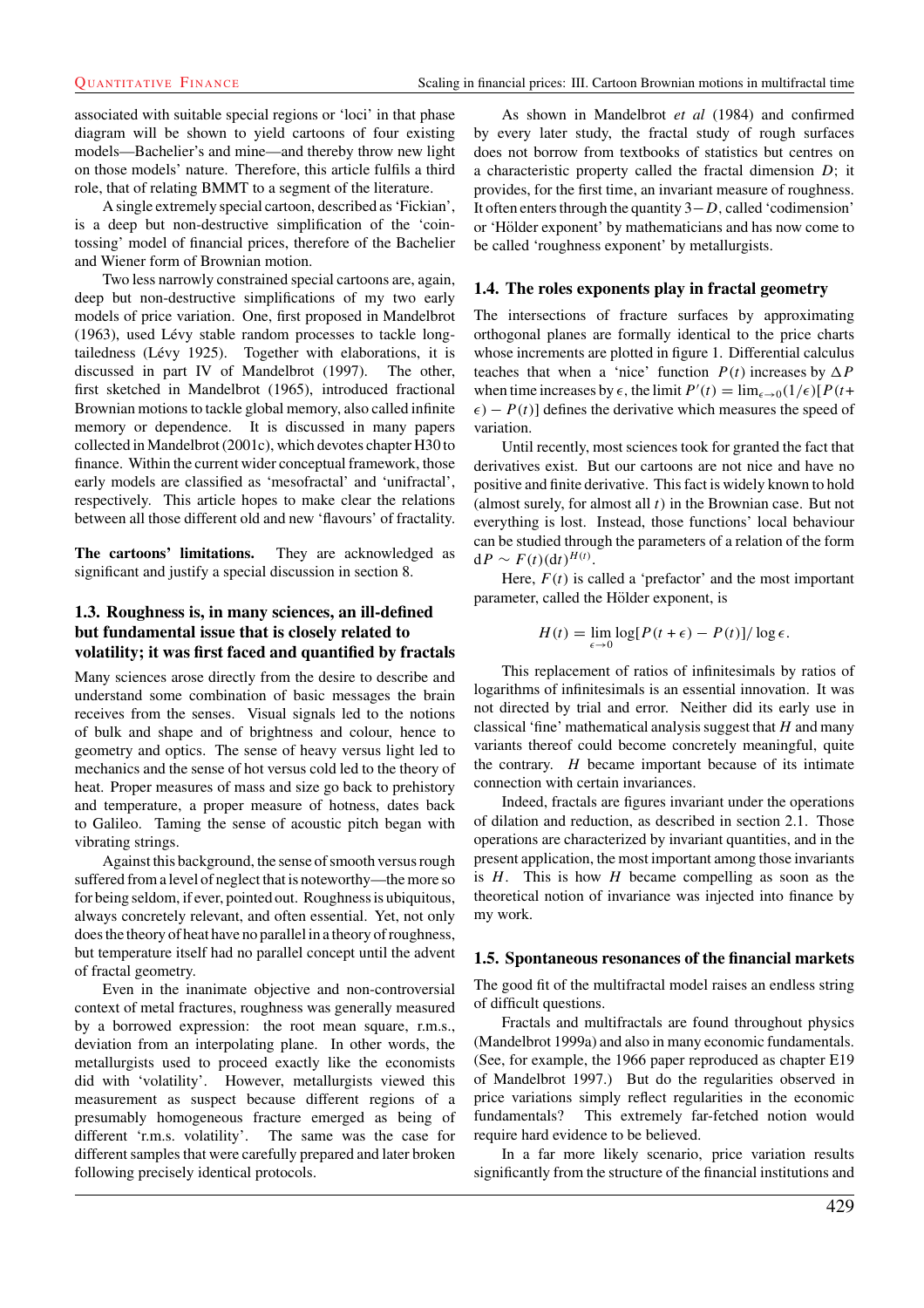associated with suitable special regions or 'loci' in that phase diagram will be shown to yield cartoons of four existing models—Bachelier's and mine—and thereby throw new light on those models' nature. Therefore, this article fulfils a third role, that of relating BMMT to a segment of the literature.

A single extremely special cartoon, described as 'Fickian', is a deep but non-destructive simplification of the 'coin-tossing' model of financial prices, therefore of the Bachelier and Wiener form of Brownian motion.

Two less narrowly constrained special cartoons are, again, deep but non-destructive simplifications of my two early models of price variation. One, first proposed in Mandelbrot (1963), used Lévy stable random processes to tackle long-tailedness (Lévy 1925). Together with elaborations, it is discussed in part IV of Mandelbrot (1997). The other, first sketched in Mandelbrot (1965), introduced fractional Brownian motions to tackle global memory, also called infinite memory or dependence. It is discussed in many papers collected in Mandelbrot (2001c), which devotes chapter H30 to finance. Within the current wider conceptual framework, those early models are classified as 'mesofractal' and 'unifractal', respectively. This article hopes to make clear the relations between all those different old and new 'flavours' of fractality.

**The cartoons' limitations.** They are acknowledged as significant and justify a special discussion in section 8.

### 1.3. Roughness is, in many sciences, an ill-defined but fundamental issue that is closely related to volatility; it was first faced and quantified by fractals

Many sciences arose directly from the desire to describe and understand some combination of basic messages the brain receives from the senses. Visual signals led to the notions of bulk and shape and of brightness and colour, hence to geometry and optics. The sense of heavy versus light led to mechanics and the sense of hot versus cold led to the theory of heat. Proper measures of mass and size go back to prehistory and temperature, a proper measure of hotness, dates back to Galileo. Taming the sense of acoustic pitch began with vibrating strings.

Against this background, the sense of smooth versus rough suffered from a level of neglect that is noteworthy—the more so for being seldom, if ever, pointed out. Roughness is ubiquitous, always concretely relevant, and often essential. Yet, not only does the theory of heat have no parallel in a theory of roughness, but temperature itself had no parallel concept until the advent of fractal geometry.

Even in the inanimate objective and non-controversial context of metal fractures, roughness was generally measured by a borrowed expression: the root mean square, r.m.s., deviation from an interpolating plane. In other words, the metallurgists used to proceed exactly like the economists did with 'volatility'. However, metallurgists viewed this measurement as suspect because different regions of a presumably homogeneous fracture emerged as being of different 'r.m.s. volatility'. The same was the case for different samples that were carefully prepared and later broken following precisely identical protocols.

As shown in Mandelbrot *et al* (1984) and confirmed by every later study, the fractal study of rough surfaces does not borrow from textbooks of statistics but centres on a characteristic property called the fractal dimension $D$; it provides, for the first time, an invariant measure of roughness. It often enters through the quantity $3-D$, called 'codimension' or 'Hölder exponent' by mathematicians and has now come to be called 'roughness exponent' by metallurgists.

### 1.4. The roles exponents play in fractal geometry

The intersections of fracture surfaces by approximating orthogonal planes are formally identical to the price charts whose increments are plotted in figure 1. Differential calculus teaches that when a 'nice' function $P(t)$ increases by $\Delta P$ when time increases by $\epsilon$, the limit $P'(t) = \lim_{\epsilon\to 0}(1/\epsilon)[P(t+\epsilon) - P(t)]$ defines the derivative which measures the speed of variation.

Until recently, most sciences took for granted the fact that derivatives exist. But our cartoons are not nice and have no positive and finite derivative. This fact is widely known to hold (almost surely, for almost all $t$) in the Brownian case. But not everything is lost. Instead, those functions' local behaviour can be studied through the parameters of a relation of the form $\mathrm{d}P \sim F(t)(\mathrm{d}t)^{H(t)}$.

Here, $F(t)$ is called a 'prefactor' and the most important parameter, called the Hölder exponent, is

$$H(t) = \lim_{\epsilon\to 0} \log[P(t+\epsilon) - P(t)]/\log\epsilon.$$

This replacement of ratios of infinitesimals by ratios of logarithms of infinitesimals is an essential innovation. It was not directed by trial and error. Neither did its early use in classical 'fine' mathematical analysis suggest that $H$ and many variants thereof could become concretely meaningful, quite the contrary. $H$ became important because of its intimate connection with certain invariances.

Indeed, fractals are figures invariant under the operations of dilation and reduction, as described in section 2.1. Those operations are characterized by invariant quantities, and in the present application, the most important among those invariants is $H$. This is how $H$ became compelling as soon as the theoretical notion of invariance was injected into finance by my work.

### 1.5. Spontaneous resonances of the financial markets

The good fit of the multifractal model raises an endless string of difficult questions.

Fractals and multifractals are found throughout physics (Mandelbrot 1999a) and also in many economic fundamentals. (See, for example, the 1966 paper reproduced as chapter E19 of Mandelbrot 1997.) But do the regularities observed in price variations simply reflect regularities in the economic fundamentals? This extremely far-fetched notion would require hard evidence to be believed.

In a far more likely scenario, price variation results significantly from the structure of the financial institutions and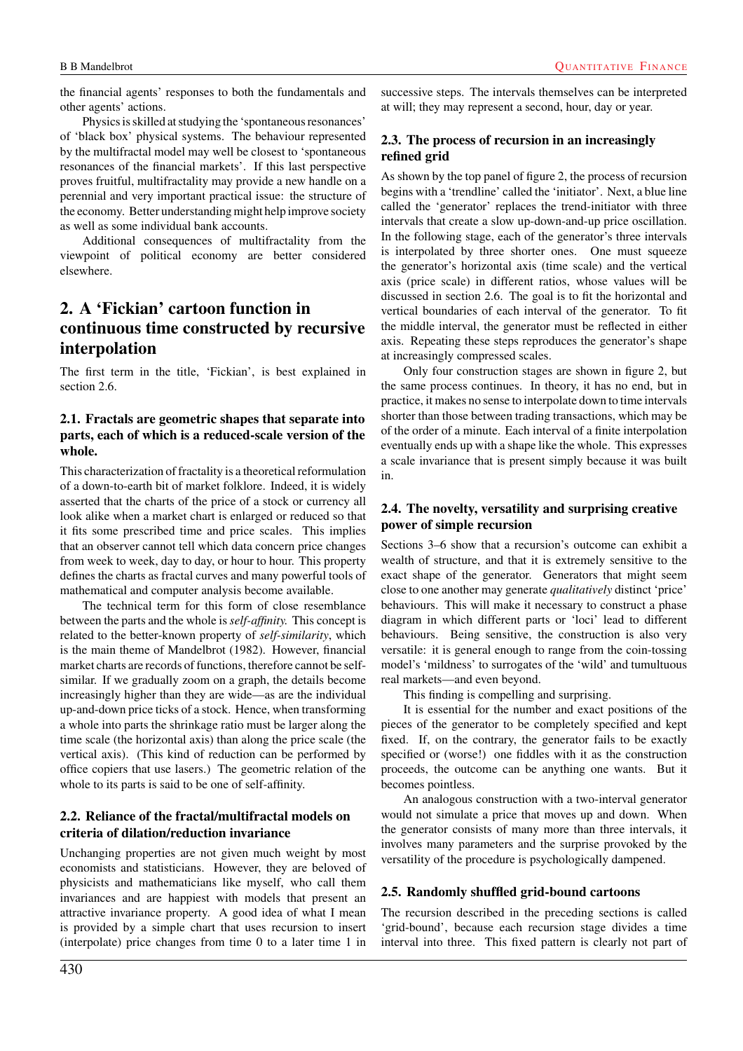the financial agents' responses to both the fundamentals and other agents' actions.

Physics is skilled at studying the 'spontaneous resonances' of 'black box' physical systems. The behaviour represented by the multifractal model may well be closest to 'spontaneous resonances of the financial markets'. If this last perspective proves fruitful, multifractality may provide a new handle on a perennial and very important practical issue: the structure of the economy. Better understanding might help improve society as well as some individual bank accounts.

Additional consequences of multifractality from the viewpoint of political economy are better considered elsewhere.

## 2. A 'Fickian' cartoon function in continuous time constructed by recursive interpolation

The first term in the title, 'Fickian', is best explained in section 2.6.

### 2.1. Fractals are geometric shapes that separate into parts, each of which is a reduced-scale version of the whole.

This characterization of fractality is a theoretical reformulation of a down-to-earth bit of market folklore. Indeed, it is widely asserted that the charts of the price of a stock or currency all look alike when a market chart is enlarged or reduced so that it fits some prescribed time and price scales. This implies that an observer cannot tell which data concern price changes from week to week, day to day, or hour to hour. This property defines the charts as fractal curves and many powerful tools of mathematical and computer analysis become available.

The technical term for this form of close resemblance between the parts and the whole is *self-affinity*. This concept is related to the better-known property of *self-similarity*, which is the main theme of Mandelbrot (1982). However, financial market charts are records of functions, therefore cannot be self-similar. If we gradually zoom on a graph, the details become increasingly higher than they are wide—as are the individual up-and-down price ticks of a stock. Hence, when transforming a whole into parts the shrinkage ratio must be larger along the time scale (the horizontal axis) than along the price scale (the vertical axis). (This kind of reduction can be performed by office copiers that use lasers.) The geometric relation of the whole to its parts is said to be one of self-affinity.

### 2.2. Reliance of the fractal/multifractal models on criteria of dilation/reduction invariance

Unchanging properties are not given much weight by most economists and statisticians. However, they are beloved of physicists and mathematicians like myself, who call them invariances and are happiest with models that present an attractive invariance property. A good idea of what I mean is provided by a simple chart that uses recursion to insert (interpolate) price changes from time 0 to a later time 1 in successive steps. The intervals themselves can be interpreted at will; they may represent a second, hour, day or year.

### 2.3. The process of recursion in an increasingly refined grid

As shown by the top panel of figure 2, the process of recursion begins with a 'trendline' called the 'initiator'. Next, a blue line called the 'generator' replaces the trend-initiator with three intervals that create a slow up-down-and-up price oscillation. In the following stage, each of the generator's three intervals is interpolated by three shorter ones. One must squeeze the generator's horizontal axis (time scale) and the vertical axis (price scale) in different ratios, whose values will be discussed in section 2.6. The goal is to fit the horizontal and vertical boundaries of each interval of the generator. To fit the middle interval, the generator must be reflected in either axis. Repeating these steps reproduces the generator's shape at increasingly compressed scales.

Only four construction stages are shown in figure 2, but the same process continues. In theory, it has no end, but in practice, it makes no sense to interpolate down to time intervals shorter than those between trading transactions, which may be of the order of a minute. Each interval of a finite interpolation eventually ends up with a shape like the whole. This expresses a scale invariance that is present simply because it was built in.

### 2.4. The novelty, versatility and surprising creative power of simple recursion

Sections 3–6 show that a recursion's outcome can exhibit a wealth of structure, and that it is extremely sensitive to the exact shape of the generator. Generators that might seem close to one another may generate *qualitatively* distinct 'price' behaviours. This will make it necessary to construct a phase diagram in which different parts or 'loci' lead to different behaviours. Being sensitive, the construction is also very versatile: it is general enough to range from the coin-tossing model's 'mildness' to surrogates of the 'wild' and tumultuous real markets—and even beyond.

This finding is compelling and surprising.

It is essential for the number and exact positions of the pieces of the generator to be completely specified and kept fixed. If, on the contrary, the generator fails to be exactly specified or (worse!) one fiddles with it as the construction proceeds, the outcome can be anything one wants. But it becomes pointless.

An analogous construction with a two-interval generator would not simulate a price that moves up and down. When the generator consists of many more than three intervals, it involves many parameters and the surprise provoked by the versatility of the procedure is psychologically dampened.

### 2.5. Randomly shuffled grid-bound cartoons

The recursion described in the preceding sections is called 'grid-bound', because each recursion stage divides a time interval into three. This fixed pattern is clearly not part of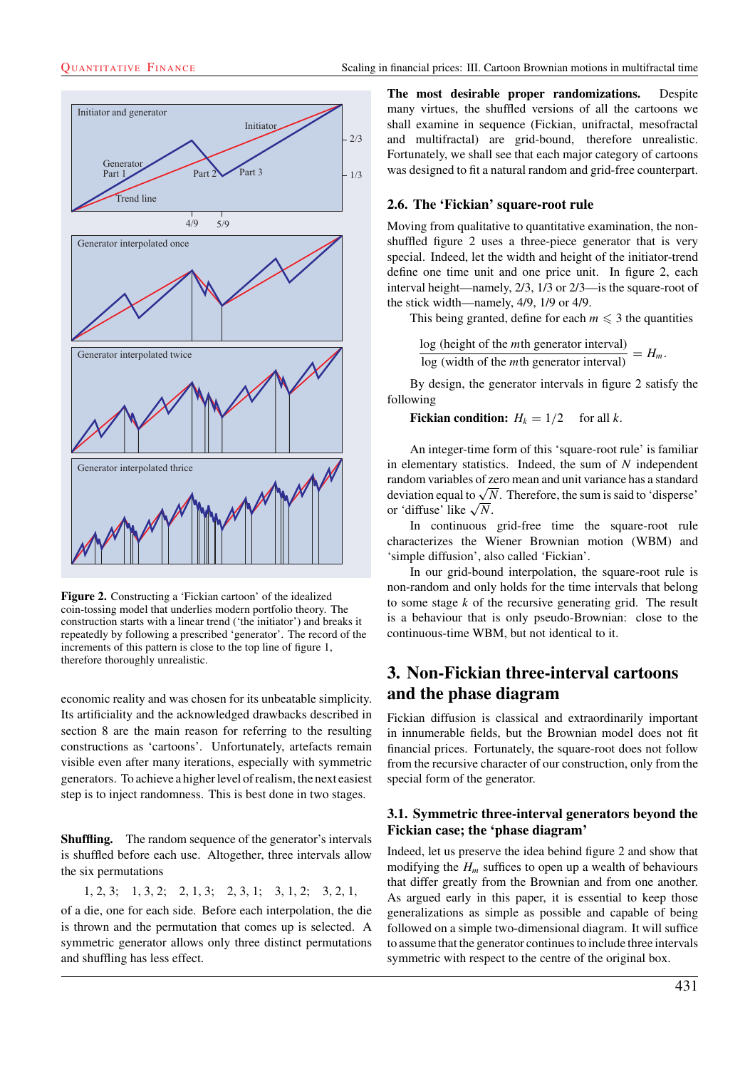Figure 2. Constructing a 'Fickian cartoon' of the idealized coin-tossing model that underlies modern portfolio theory. The construction starts with a linear trend ('the initiator') and breaks it repeatedly by following a prescribed 'generator'. The record of the increments of this pattern is close to the top line of figure 1, therefore thoroughly unrealistic.

economic reality and was chosen for its unbeatable simplicity. Its artificiality and the acknowledged drawbacks described in section 8 are the main reason for referring to the resulting constructions as 'cartoons'. Unfortunately, artefacts remain visible even after many iterations, especially with symmetric generators. To achieve a higher level of realism, the next easiest step is to inject randomness. This is best done in two stages.

**Shuffling.** The random sequence of the generator's intervals is shuffled before each use. Altogether, three intervals allow the six permutations

1, 2, 3; 1, 3, 2; 2, 1, 3; 2, 3, 1; 3, 1, 2; 3, 2, 1,

of a die, one for each side. Before each interpolation, the die is thrown and the permutation that comes up is selected. A symmetric generator allows only three distinct permutations and shuffling has less effect.

**The most desirable proper randomizations.** Despite many virtues, the shuffled versions of all the cartoons we shall examine in sequence (Fickian, unifractal, mesofractal and multifractal) are grid-bound, therefore unrealistic. Fortunately, we shall see that each major category of cartoons was designed to fit a natural random and grid-free counterpart.

### 2.6. The 'Fickian' square-root rule

Moving from qualitative to quantitative examination, the non-shuffled figure 2 uses a three-piece generator that is very special. Indeed, let the width and height of the initiator-trend define one time unit and one price unit. In figure 2, each interval height—namely, 2/3, 1/3 or 2/3—is the square-root of the stick width—namely, 4/9, 1/9 or 4/9.

This being granted, define for each $m \leqslant 3$ the quantities

$$\frac{\log\ (\text{height of the } m\text{th generator interval})}{\log\ (\text{width of the } m\text{th generator interval})} = H_m.$$

By design, the generator intervals in figure 2 satisfy the following

**Fickian condition:** $H_k = 1/2$ for all $k$.

An integer-time form of this 'square-root rule' is familiar in elementary statistics. Indeed, the sum of $N$ independent random variables of zero mean and unit variance has a standard deviation equal to $\sqrt{N}$. Therefore, the sum is said to 'disperse' or 'diffuse' like $\sqrt{N}$.

In continuous grid-free time the square-root rule characterizes the Wiener Brownian motion (WBM) and 'simple diffusion', also called 'Fickian'.

In our grid-bound interpolation, the square-root rule is non-random and only holds for the time intervals that belong to some stage $k$ of the recursive generating grid. The result is a behaviour that is only pseudo-Brownian: close to the continuous-time WBM, but not identical to it.

## 3. Non-Fickian three-interval cartoons and the phase diagram

Fickian diffusion is classical and extraordinarily important in innumerable fields, but the Brownian model does not fit financial prices. Fortunately, the square-root does not follow from the recursive character of our construction, only from the special form of the generator.

### 3.1. Symmetric three-interval generators beyond the Fickian case; the 'phase diagram'

Indeed, let us preserve the idea behind figure 2 and show that modifying the $H_m$ suffices to open up a wealth of behaviours that differ greatly from the Brownian and from one another. As argued early in this paper, it is essential to keep those generalizations as simple as possible and capable of being followed on a simple two-dimensional diagram. It will suffice to assume that the generator continues to include three intervals symmetric with respect to the centre of the original box.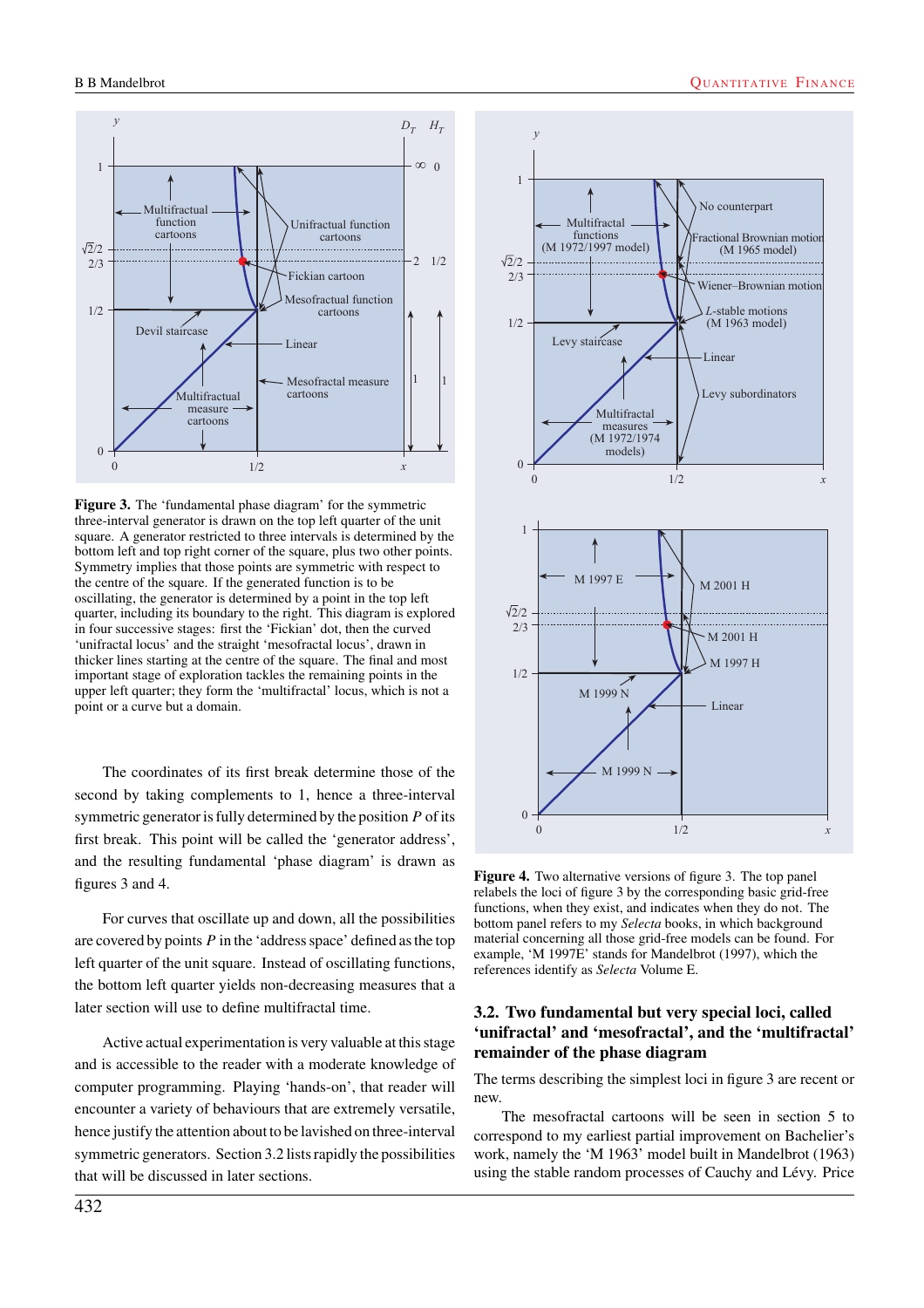**Figure 3.** The 'fundamental phase diagram' for the symmetric three-interval generator is drawn on the top left quarter of the unit square. A generator restricted to three intervals is determined by the bottom left and top right corner of the square, plus two other points. Symmetry implies that those points are symmetric with respect to the centre of the square. If the generated function is to be oscillating, the generator is determined by a point in the top left quarter, including its boundary to the right. This diagram is explored in four successive stages: first the 'Fickian' dot, then the curved 'unifractal locus' and the straight 'mesofractal locus', drawn in thicker lines starting at the centre of the square. The final and most important stage of exploration tackles the remaining points in the upper left quarter; they form the 'multifractal' locus, which is not a point or a curve but a domain.

The coordinates of its first break determine those of the second by taking complements to 1, hence a three-interval symmetric generator is fully determined by the position $P$ of its first break. This point will be called the 'generator address', and the resulting fundamental 'phase diagram' is drawn as figures 3 and 4.

For curves that oscillate up and down, all the possibilities are covered by points $P$ in the 'address space' defined as the top left quarter of the unit square. Instead of oscillating functions, the bottom left quarter yields non-decreasing measures that a later section will use to define multifractal time.

Active actual experimentation is very valuable at this stage and is accessible to the reader with a moderate knowledge of computer programming. Playing 'hands-on', that reader will encounter a variety of behaviours that are extremely versatile, hence justify the attention about to be lavished on three-interval symmetric generators. Section 3.2 lists rapidly the possibilities that will be discussed in later sections.

**Figure 4.** Two alternative versions of figure 3. The top panel relabels the loci of figure 3 by the corresponding basic grid-free functions, when they exist, and indicates when they do not. The bottom panel refers to my *Selecta* books, in which background material concerning all those grid-free models can be found. For example, 'M 1997E' stands for Mandelbrot (1997), which the references identify as *Selecta* Volume E.

### 3.2. Two fundamental but very special loci, called 'unifractal' and 'mesofractal', and the 'multifractal' remainder of the phase diagram

The terms describing the simplest loci in figure 3 are recent or new.

The mesofractal cartoons will be seen in section 5 to correspond to my earliest partial improvement on Bachelier's work, namely the 'M 1963' model built in Mandelbrot (1963) using the stable random processes of Cauchy and Lévy. Price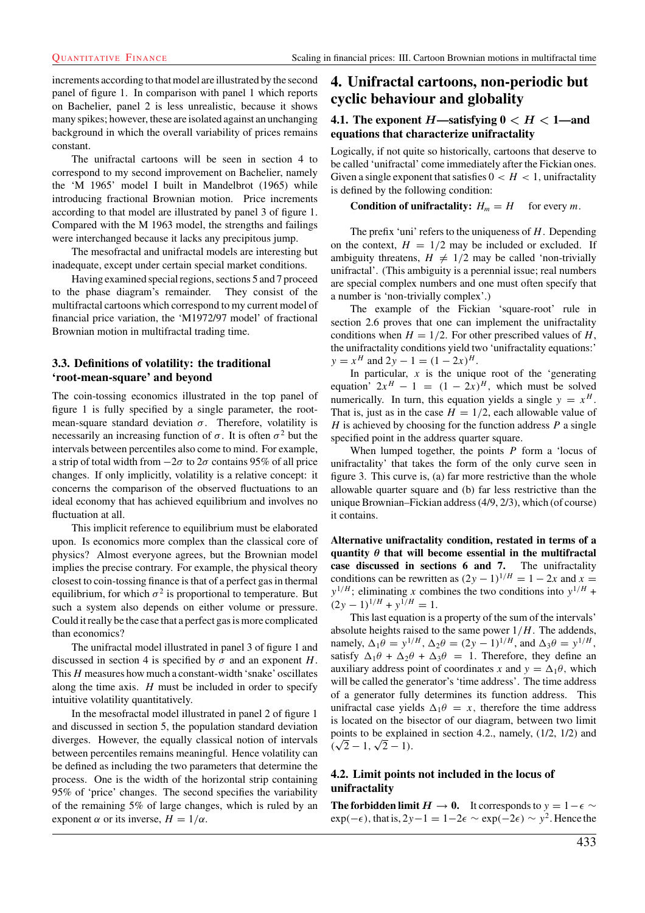increments according to that model are illustrated by the second panel of figure 1. In comparison with panel 1 which reports on Bachelier, panel 2 is less unrealistic, since it shows many spikes; however, these are isolated against an unchanging background in which the overall variability of prices remains constant.

The unifractal cartoons will be seen in section 4 to correspond to my second improvement on Bachelier, namely the 'M 1965' model I built in Mandelbrot (1965) while introducing fractional Brownian motion. Price increments according to that model are illustrated by panel 3 of figure 1. Compared with the M 1963 model, the strengths and failings were interchanged because it lacks any precipitous jump.

The mesofractal and unifractal models are interesting but inadequate, except under certain special market conditions.

Having examined special regions, sections 5 and 7 proceed to the phase diagram's remainder. They consist of the multifractal cartoons which correspond to my current model of financial price variation, the 'M1972/97 model' of fractional Brownian motion in multifractal trading time.

### 3.3. Definitions of volatility: the traditional 'root-mean-square' and beyond

The coin-tossing economics illustrated in the top panel of figure 1 is fully specified by a single parameter, the root-mean-square standard deviation $\sigma$. Therefore, volatility is necessarily an increasing function of $\sigma$. It is often $\sigma^2$ but the intervals between percentiles also come to mind. For example, a strip of total width from $-2\sigma$ to $2\sigma$ contains 95% of all price changes. If only implicitly, volatility is a relative concept: it concerns the comparison of the observed fluctuations to an ideal economy that has achieved equilibrium and involves no fluctuation at all.

This implicit reference to equilibrium must be elaborated upon. Is economics more complex than the classical core of physics? Almost everyone agrees, but the Brownian model implies the precise contrary. For example, the physical theory closest to coin-tossing finance is that of a perfect gas in thermal equilibrium, for which $\sigma^2$ is proportional to temperature. But such a system also depends on either volume or pressure. Could it really be the case that a perfect gas is more complicated than economics?

The unifractal model illustrated in panel 3 of figure 1 and discussed in section 4 is specified by $\sigma$ and an exponent $H$. This $H$ measures how much a constant-width 'snake' oscillates along the time axis. $H$ must be included in order to specify intuitive volatility quantitatively.

In the mesofractal model illustrated in panel 2 of figure 1 and discussed in section 5, the population standard deviation diverges. However, the equally classical notion of intervals between percentiles remains meaningful. Hence volatility can be defined as including the two parameters that determine the process. One is the width of the horizontal strip containing 95% of 'price' changes. The second specifies the variability of the remaining 5% of large changes, which is ruled by an exponent $\alpha$ or its inverse, $H = 1/\alpha$.

## 4. Unifractal cartoons, non-periodic but cyclic behaviour and globality

### 4.1. The exponent $H$—satisfying $0 < H < 1$—and equations that characterize unifractality

Logically, if not quite so historically, cartoons that deserve to be called 'unifractal' come immediately after the Fickian ones. Given a single exponent that satisfies $0 < H < 1$, unifractality is defined by the following condition:

**Condition of unifractality:** $H_m = H$ for every $m$.

The prefix 'uni' refers to the uniqueness of $H$. Depending on the context, $H = 1/2$ may be included or excluded. If ambiguity threatens, $H \neq 1/2$ may be called 'non-trivially unifractal'. (This ambiguity is a perennial issue; real numbers are special complex numbers and one must often specify that a number is 'non-trivially complex'.)

The example of the Fickian 'square-root' rule in section 2.6 proves that one can implement the unifractality conditions when $H = 1/2$. For other prescribed values of $H$, the unifractality conditions yield two 'unifractality equations:' $y = x^H$ and $2y - 1 = (1 - 2x)^H$.

In particular, $x$ is the unique root of the 'generating equation' $2x^H - 1 = (1 - 2x)^H$, which must be solved numerically. In turn, this equation yields a single $y = x^H$. That is, just as in the case $H = 1/2$, each allowable value of $H$ is achieved by choosing for the function address $P$ a single specified point in the address quarter square.

When lumped together, the points $P$ form a 'locus of unifractality' that takes the form of the only curve seen in figure 3. This curve is, (a) far more restrictive than the whole allowable quarter square and (b) far less restrictive than the unique Brownian–Fickian address (4/9, 2/3), which (of course) it contains.

**Alternative unifractality condition, restated in terms of a quantity $\theta$ that will become essential in the multifractal case discussed in sections 6 and 7.** The unifractality conditions can be rewritten as $(2y - 1)^{1/H} = 1 - 2x$ and $x = y^{1/H}$; eliminating $x$ combines the two conditions into $y^{1/H} + (2y - 1)^{1/H} + y^{1/H} = 1$.

This last equation is a property of the sum of the intervals' absolute heights raised to the same power $1/H$. The addends, namely, $\Delta_1\theta = y^{1/H}$, $\Delta_2\theta = (2y - 1)^{1/H}$, and $\Delta_3\theta = y^{1/H}$, satisfy $\Delta_1\theta + \Delta_2\theta + \Delta_3\theta = 1$. Therefore, they define an auxiliary address point of coordinates $x$ and $y = \Delta_1\theta$, which will be called the generator's 'time address'. The time address of a generator fully determines its function address. This unifractal case yields $\Delta_1\theta = x$, therefore the time address is located on the bisector of our diagram, between two limit points to be explained in section 4.2., namely, (1/2, 1/2) and $(\sqrt{2} - 1, \sqrt{2} - 1)$.

### 4.2. Limit points not included in the locus of unifractality

**The forbidden limit $H \to 0$.** It corresponds to $y = 1 - \epsilon \sim \exp(-\epsilon)$, that is, $2y - 1 = 1 - 2\epsilon \sim \exp(-2\epsilon) \sim y^2$. Hence the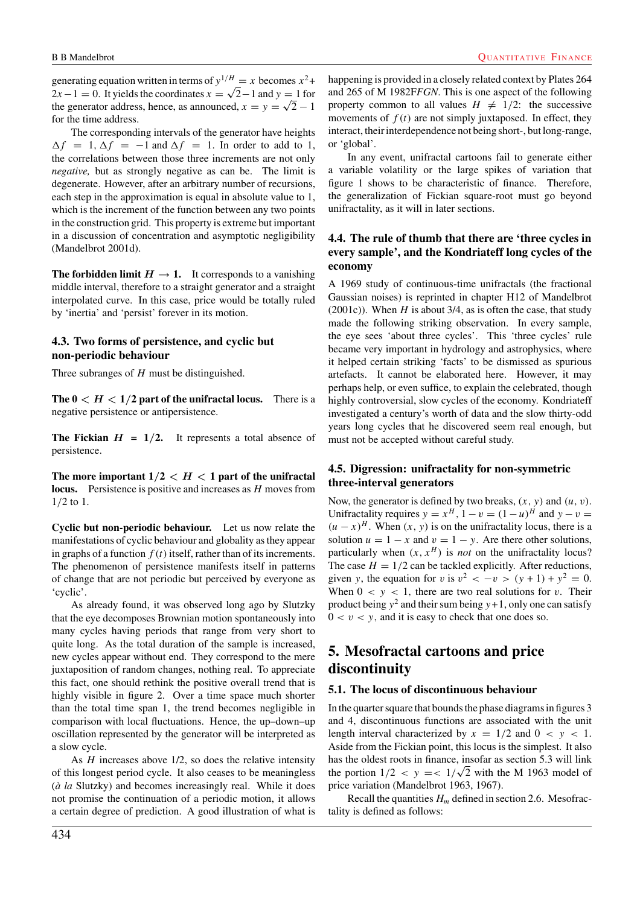generating equation written in terms of $y^{1/H} = x$ becomes $x^2 + 2x - 1 = 0$. It yields the coordinates $x = \sqrt{2} - 1$ and $y = 1$ for the generator address, hence, as announced, $x = y = \sqrt{2} - 1$ for the time address.

The corresponding intervals of the generator have heights $\Delta f = 1$, $\Delta f = -1$ and $\Delta f = 1$. In order to add to 1, the correlations between those three increments are not only *negative,* but as strongly negative as can be. The limit is degenerate. However, after an arbitrary number of recursions, each step in the approximation is equal in absolute value to 1, which is the increment of the function between any two points in the construction grid. This property is extreme but important in a discussion of concentration and asymptotic negligibility (Mandelbrot 2001d).

**The forbidden limit $H \to 1$.** It corresponds to a vanishing middle interval, therefore to a straight generator and a straight interpolated curve. In this case, price would be totally ruled by 'inertia' and 'persist' forever in its motion.

### 4.3. Two forms of persistence, and cyclic but non-periodic behaviour

Three subranges of $H$ must be distinguished.

**The $0 < H < 1/2$ part of the unifractal locus.** There is a negative persistence or antipersistence.

**The Fickian $H = 1/2$.** It represents a total absence of persistence.

**The more important $1/2 < H < 1$ part of the unifractal locus.** Persistence is positive and increases as $H$ moves from 1/2 to 1.

**Cyclic but non-periodic behaviour.** Let us now relate the manifestations of cyclic behaviour and globality as they appear in graphs of a function $f(t)$ itself, rather than of its increments. The phenomenon of persistence manifests itself in patterns of change that are not periodic but perceived by everyone as 'cyclic'.

As already found, it was observed long ago by Slutzky that the eye decomposes Brownian motion spontaneously into many cycles having periods that range from very short to quite long. As the total duration of the sample is increased, new cycles appear without end. They correspond to the mere juxtaposition of random changes, nothing real. To appreciate this fact, one should rethink the positive overall trend that is highly visible in figure 2. Over a time space much shorter than the total time span 1, the trend becomes negligible in comparison with local fluctuations. Hence, the up–down–up oscillation represented by the generator will be interpreted as a slow cycle.

As $H$ increases above 1/2, so does the relative intensity of this longest period cycle. It also ceases to be meaningless (*à la* Slutzky) and becomes increasingly real. While it does not promise the continuation of a periodic motion, it allows a certain degree of prediction. A good illustration of what is happening is provided in a closely related context by Plates 264 and 265 of M 1982F*FGN*. This is one aspect of the following property common to all values $H \neq 1/2$: the successive movements of $f(t)$ are not simply juxtaposed. In effect, they interact, their interdependence not being short-, but long-range, or 'global'.

In any event, unifractal cartoons fail to generate either a variable volatility or the large spikes of variation that figure 1 shows to be characteristic of finance. Therefore, the generalization of Fickian square-root must go beyond unifractality, as it will in later sections.

### 4.4. The rule of thumb that there are 'three cycles in every sample', and the Kondriateff long cycles of the economy

A 1969 study of continuous-time unifractals (the fractional Gaussian noises) is reprinted in chapter H12 of Mandelbrot (2001c)). When $H$ is about 3/4, as is often the case, that study made the following striking observation. In every sample, the eye sees 'about three cycles'. This 'three cycles' rule became very important in hydrology and astrophysics, where it helped certain striking 'facts' to be dismissed as spurious artefacts. It cannot be elaborated here. However, it may perhaps help, or even suffice, to explain the celebrated, though highly controversial, slow cycles of the economy. Kondriateff investigated a century's worth of data and the slow thirty-odd years long cycles that he discovered seem real enough, but must not be accepted without careful study.

### 4.5. Digression: unifractality for non-symmetric three-interval generators

Now, the generator is defined by two breaks, $(x, y)$ and $(u, v)$. Unifractality requires $y = x^H$, $1 - v = (1 - u)^H$ and $y - v = (u - x)^H$. When $(x, y)$ is on the unifractality locus, there is a solution $u = 1 - x$ and $v = 1 - y$. Are there other solutions, particularly when $(x, x^H)$ is *not* on the unifractality locus? The case $H = 1/2$ can be tackled explicitly. After reductions, given $y$, the equation for $v$ is $v^2 < -v > (y + 1) + y^2 = 0$. When $0 < y < 1$, there are two real solutions for $v$. Their product being $y^2$ and their sum being $y + 1$, only one can satisfy $0 < v < y$, and it is easy to check that one does so.

## 5. Mesofractal cartoons and price discontinuity

### 5.1. The locus of discontinuous behaviour

In the quarter square that bounds the phase diagrams in figures 3 and 4, discontinuous functions are associated with the unit length interval characterized by $x = 1/2$ and $0 < y < 1$. Aside from the Fickian point, this locus is the simplest. It also has the oldest roots in finance, insofar as section 5.3 will link the portion $1/2 < y =< 1/\sqrt{2}$ with the M 1963 model of price variation (Mandelbrot 1963, 1967).

Recall the quantities $H_m$ defined in section 2.6. Mesofractality is defined as follows: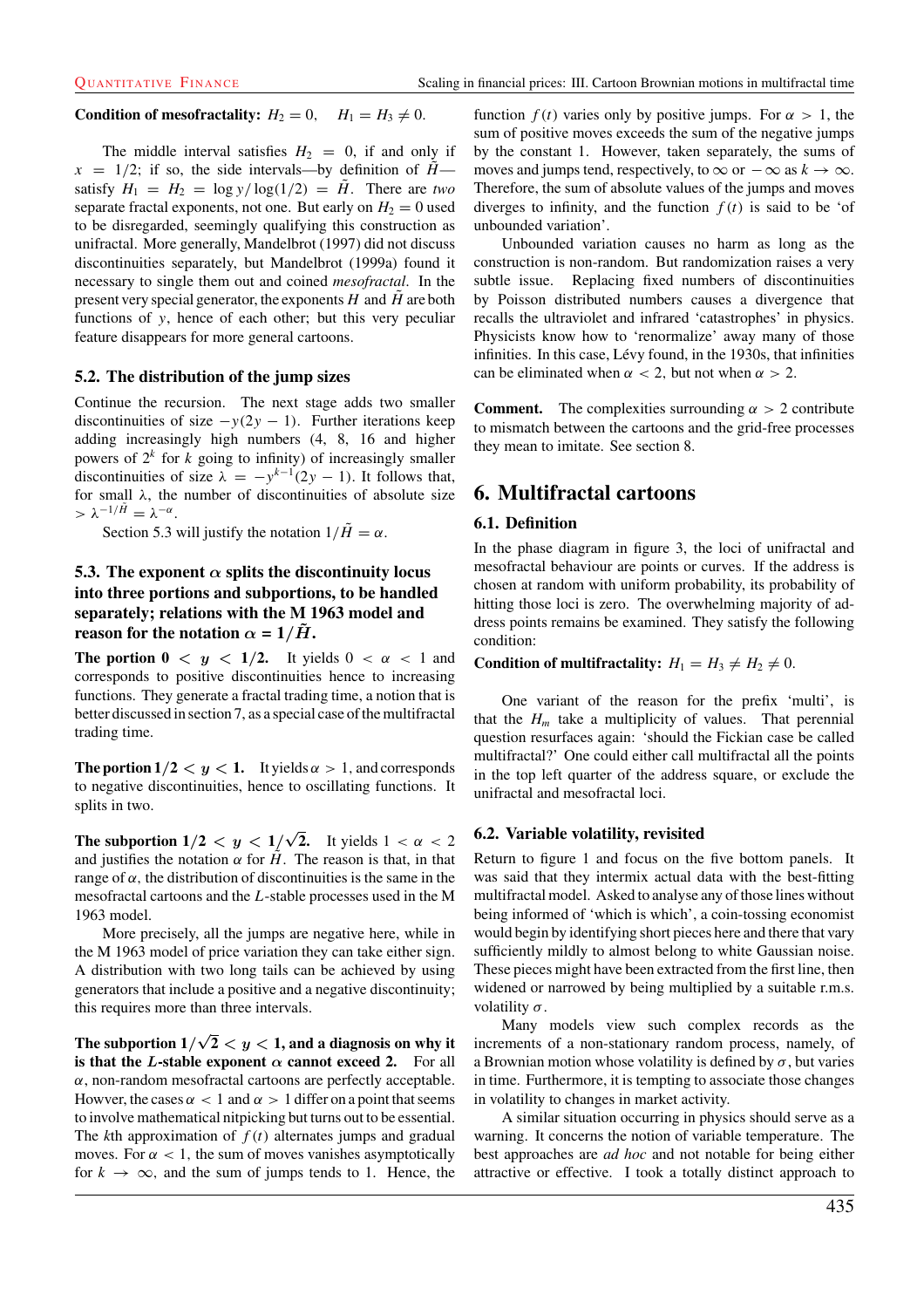**Condition of mesofractality:** $H_2 = 0, \quad H_1 = H_3 \neq 0.$

The middle interval satisfies $H_2 = 0$, if and only if $x = 1/2$; if so, the side intervals—by definition of $\tilde{H}$—satisfy $H_1 = H_2 = \log y / \log(1/2) = \tilde{H}$. There are *two* separate fractal exponents, not one. But early on $H_2 = 0$ used to be disregarded, seemingly qualifying this construction as unifractal. More generally, Mandelbrot (1997) did not discuss discontinuities separately, but Mandelbrot (1999a) found it necessary to single them out and coined *mesofractal*. In the present very special generator, the exponents $H$ and $\tilde{H}$ are both functions of $y$, hence of each other; but this very peculiar feature disappears for more general cartoons.

### 5.2. The distribution of the jump sizes

Continue the recursion. The next stage adds two smaller discontinuities of size $-y(2y - 1)$. Further iterations keep adding increasingly high numbers (4, 8, 16 and higher powers of $2^k$ for $k$ going to infinity) of increasingly smaller discontinuities of size $\lambda = -y^{k-1}(2y - 1)$. It follows that, for small $\lambda$, the number of discontinuities of absolute size $> \lambda^{-1/\tilde{H}} = \lambda^{-\alpha}$.

Section 5.3 will justify the notation $1/\tilde{H} = \alpha$.

### 5.3. The exponent $\alpha$ splits the discontinuity locus into three portions and subportions, to be handled separately; relations with the M 1963 model and reason for the notation $\alpha = 1/\tilde{H}$.

**The portion $0 < y < 1/2$.** It yields $0 < \alpha < 1$ and corresponds to positive discontinuities hence to increasing functions. They generate a fractal trading time, a notion that is better discussed in section 7, as a special case of the multifractal trading time.

**The portion $1/2 < y < 1$.** It yields $\alpha > 1$, and corresponds to negative discontinuities, hence to oscillating functions. It splits in two.

**The subportion $1/2 < y < 1/\sqrt{2}$.** It yields $1 < \alpha < 2$ and justifies the notation $\alpha$ for $\tilde{H}$. The reason is that, in that range of $\alpha$, the distribution of discontinuities is the same in the mesofractal cartoons and the $L$-stable processes used in the M 1963 model.

More precisely, all the jumps are negative here, while in the M 1963 model of price variation they can take either sign. A distribution with two long tails can be achieved by using generators that include a positive and a negative discontinuity; this requires more than three intervals.

**The subportion $1/\sqrt{2} < y < 1$, and a diagnosis on why it is that the $L$-stable exponent $\alpha$ cannot exceed 2.** For all $\alpha$, non-random mesofractal cartoons are perfectly acceptable. Howver, the cases $\alpha < 1$ and $\alpha > 1$ differ on a point that seems to involve mathematical nitpicking but turns out to be essential. The $k$th approximation of $f(t)$ alternates jumps and gradual moves. For $\alpha < 1$, the sum of moves vanishes asymptotically for $k \to \infty$, and the sum of jumps tends to 1. Hence, the function $f(t)$ varies only by positive jumps. For $\alpha > 1$, the sum of positive moves exceeds the sum of the negative jumps by the constant 1. However, taken separately, the sums of moves and jumps tend, respectively, to $\infty$ or $-\infty$ as $k \to \infty$. Therefore, the sum of absolute values of the jumps and moves diverges to infinity, and the function $f(t)$ is said to be 'of unbounded variation'.

Unbounded variation causes no harm as long as the construction is non-random. But randomization raises a very subtle issue. Replacing fixed numbers of discontinuities by Poisson distributed numbers causes a divergence that recalls the ultraviolet and infrared 'catastrophes' in physics. Physicists know how to 'renormalize' away many of those infinities. In this case, Lévy found, in the 1930s, that infinities can be eliminated when $\alpha < 2$, but not when $\alpha > 2$.

**Comment.** The complexities surrounding $\alpha > 2$ contribute to mismatch between the cartoons and the grid-free processes they mean to imitate. See section 8.

## 6. Multifractal cartoons

### 6.1. Definition

In the phase diagram in figure 3, the loci of unifractal and mesofractal behaviour are points or curves. If the address is chosen at random with uniform probability, its probability of hitting those loci is zero. The overwhelming majority of address points remains be examined. They satisfy the following condition:

**Condition of multifractality:** $H_1 = H_3 \neq H_2 \neq 0.$

One variant of the reason for the prefix 'multi', is that the $H_m$ take a multiplicity of values. That perennial question resurfaces again: 'should the Fickian case be called multifractal?' One could either call multifractal all the points in the top left quarter of the address square, or exclude the unifractal and mesofractal loci.

### 6.2. Variable volatility, revisited

Return to figure 1 and focus on the five bottom panels. It was said that they intermix actual data with the best-fitting multifractal model. Asked to analyse any of those lines without being informed of 'which is which', a coin-tossing economist would begin by identifying short pieces here and there that vary sufficiently mildly to almost belong to white Gaussian noise. These pieces might have been extracted from the first line, then widened or narrowed by being multiplied by a suitable r.m.s. volatility $\sigma$.

Many models view such complex records as the increments of a non-stationary random process, namely, of a Brownian motion whose volatility is defined by $\sigma$, but varies in time. Furthermore, it is tempting to associate those changes in volatility to changes in market activity.

A similar situation occurring in physics should serve as a warning. It concerns the notion of variable temperature. The best approaches are *ad hoc* and not notable for being either attractive or effective. I took a totally distinct approach to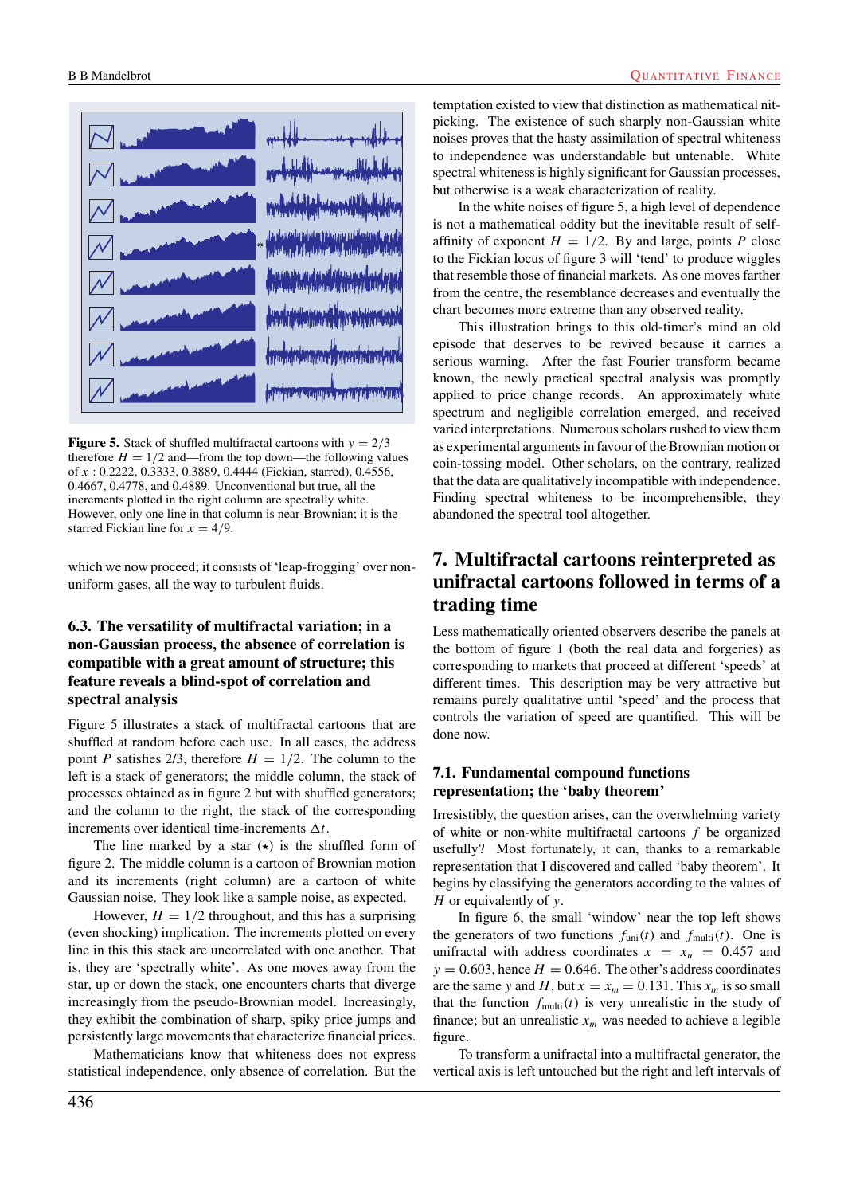**Figure 5.** Stack of shuffled multifractal cartoons with $y = 2/3$ therefore $H = 1/2$ and—from the top down—the following values of $x$ : 0.2222, 0.3333, 0.3889, 0.4444 (Fickian, starred), 0.4556, 0.4667, 0.4778, and 0.4889. Unconventional but true, all the increments plotted in the right column are spectrally white. However, only one line in that column is near-Brownian; it is the starred Fickian line for $x = 4/9$.

which we now proceed; it consists of 'leap-frogging' over non-uniform gases, all the way to turbulent fluids.

### 6.3. The versatility of multifractal variation; in a non-Gaussian process, the absence of correlation is compatible with a great amount of structure; this feature reveals a blind-spot of correlation and spectral analysis

Figure 5 illustrates a stack of multifractal cartoons that are shuffled at random before each use. In all cases, the address point $P$ satisfies 2/3, therefore $H = 1/2$. The column to the left is a stack of generators; the middle column, the stack of processes obtained as in figure 2 but with shuffled generators; and the column to the right, the stack of the corresponding increments over identical time-increments $\Delta t$.

The line marked by a star ($\star$) is the shuffled form of figure 2. The middle column is a cartoon of Brownian motion and its increments (right column) are a cartoon of white Gaussian noise. They look like a sample noise, as expected.

However, $H = 1/2$ throughout, and this has a surprising (even shocking) implication. The increments plotted on every line in this this stack are uncorrelated with one another. That is, they are 'spectrally white'. As one moves away from the star, up or down the stack, one encounters charts that diverge increasingly from the pseudo-Brownian model. Increasingly, they exhibit the combination of sharp, spiky price jumps and persistently large movements that characterize financial prices.

Mathematicians know that whiteness does not express statistical independence, only absence of correlation. But the temptation existed to view that distinction as mathematical nit-picking. The existence of such sharply non-Gaussian white noises proves that the hasty assimilation of spectral whiteness to independence was understandable but untenable. White spectral whiteness is highly significant for Gaussian processes, but otherwise is a weak characterization of reality.

In the white noises of figure 5, a high level of dependence is not a mathematical oddity but the inevitable result of self-affinity of exponent $H = 1/2$. By and large, points $P$ close to the Fickian locus of figure 3 will 'tend' to produce wiggles that resemble those of financial markets. As one moves farther from the centre, the resemblance decreases and eventually the chart becomes more extreme than any observed reality.

This illustration brings to this old-timer's mind an old episode that deserves to be revived because it carries a serious warning. After the fast Fourier transform became known, the newly practical spectral analysis was promptly applied to price change records. An approximately white spectrum and negligible correlation emerged, and received varied interpretations. Numerous scholars rushed to view them as experimental arguments in favour of the Brownian motion or coin-tossing model. Other scholars, on the contrary, realized that the data are qualitatively incompatible with independence. Finding spectral whiteness to be incomprehensible, they abandoned the spectral tool altogether.

## 7. Multifractal cartoons reinterpreted as unifractal cartoons followed in terms of a trading time

Less mathematically oriented observers describe the panels at the bottom of figure 1 (both the real data and forgeries) as corresponding to markets that proceed at different 'speeds' at different times. This description may be very attractive but remains purely qualitative until 'speed' and the process that controls the variation of speed are quantified. This will be done now.

### 7.1. Fundamental compound functions representation; the 'baby theorem'

Irresistibly, the question arises, can the overwhelming variety of white or non-white multifractal cartoons $f$ be organized usefully? Most fortunately, it can, thanks to a remarkable representation that I discovered and called 'baby theorem'. It begins by classifying the generators according to the values of $H$ or equivalently of $y$.

In figure 6, the small 'window' near the top left shows the generators of two functions $f_{\text{uni}}(t)$ and $f_{\text{multi}}(t)$. One is unifractal with address coordinates $x = x_u = 0.457$ and $y = 0.603$, hence $H = 0.646$. The other's address coordinates are the same $y$ and $H$, but $x = x_m = 0.131$. This $x_m$ is so small that the function $f_{\text{multi}}(t)$ is very unrealistic in the study of finance; but an unrealistic $x_m$ was needed to achieve a legible figure.

To transform a unifractal into a multifractal generator, the vertical axis is left untouched but the right and left intervals of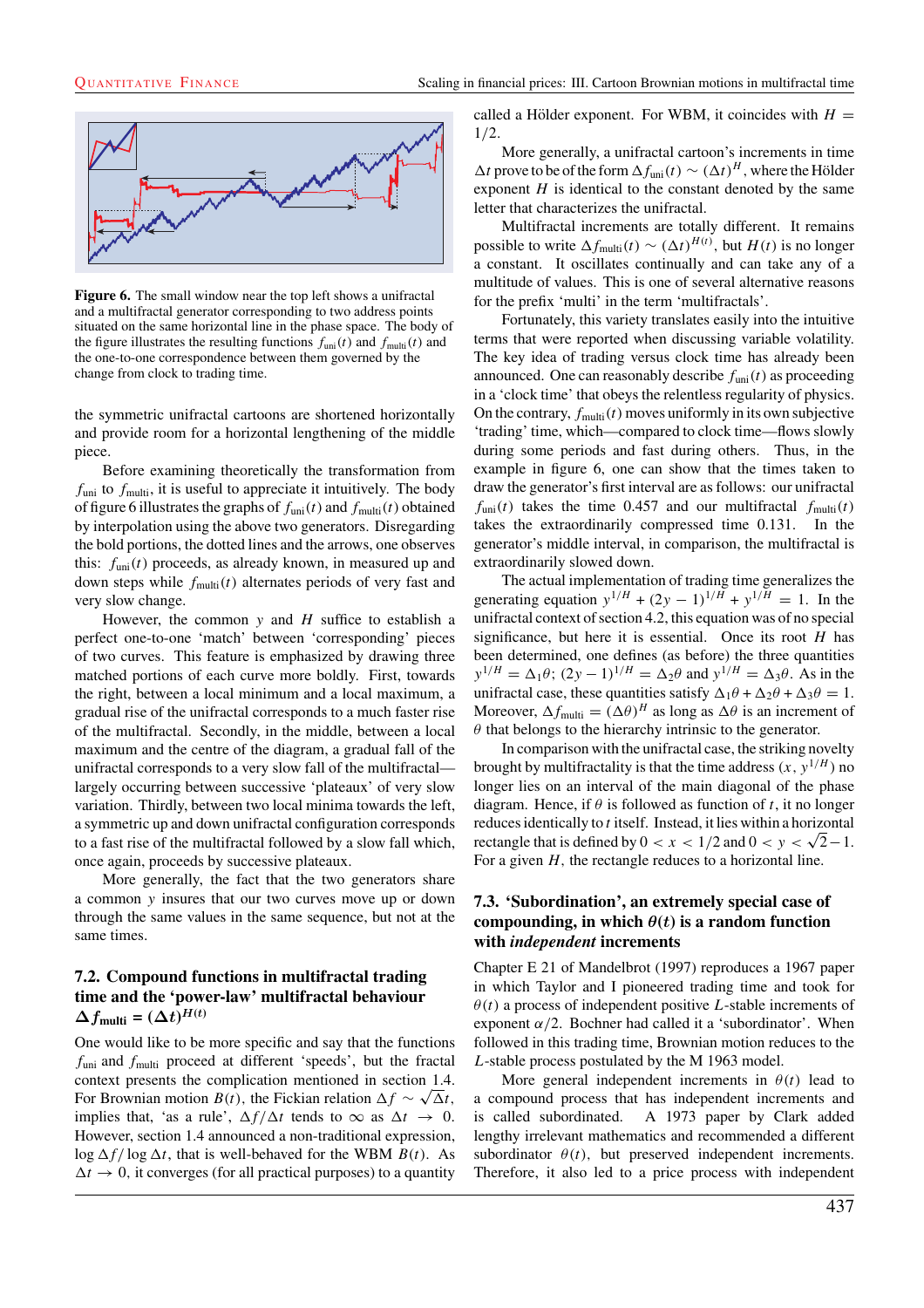Figure 6. The small window near the top left shows a unifractal and a multifractal generator corresponding to two address points situated on the same horizontal line in the phase space. The body of the figure illustrates the resulting functions $f_{\text{uni}}(t)$ and $f_{\text{multi}}(t)$ and the one-to-one correspondence between them governed by the change from clock to trading time.

the symmetric unifractal cartoons are shortened horizontally and provide room for a horizontal lengthening of the middle piece.

Before examining theoretically the transformation from $f_{\text{uni}}$ to $f_{\text{multi}}$, it is useful to appreciate it intuitively. The body of figure 6 illustrates the graphs of $f_{\text{uni}}(t)$ and $f_{\text{multi}}(t)$ obtained by interpolation using the above two generators. Disregarding the bold portions, the dotted lines and the arrows, one observes this: $f_{\text{uni}}(t)$ proceeds, as already known, in measured up and down steps while $f_{\text{multi}}(t)$ alternates periods of very fast and very slow change.

However, the common $y$ and $H$ suffice to establish a perfect one-to-one 'match' between 'corresponding' pieces of two curves. This feature is emphasized by drawing three matched portions of each curve more boldly. First, towards the right, between a local minimum and a local maximum, a gradual rise of the unifractal corresponds to a much faster rise of the multifractal. Secondly, in the middle, between a local maximum and the centre of the diagram, a gradual fall of the unifractal corresponds to a very slow fall of the multifractal—largely occurring between successive 'plateaux' of very slow variation. Thirdly, between two local minima towards the left, a symmetric up and down unifractal configuration corresponds to a fast rise of the multifractal followed by a slow fall which, once again, proceeds by successive plateaux.

More generally, the fact that the two generators share a common $y$ insures that our two curves move up or down through the same values in the same sequence, but not at the same times.

## 7.2. Compound functions in multifractal trading time and the 'power-law' multifractal behaviour $\Delta f_{\text{multi}} = (\Delta t)^{H(t)}$

One would like to be more specific and say that the functions $f_{\text{uni}}$ and $f_{\text{multi}}$ proceed at different 'speeds', but the fractal context presents the complication mentioned in section 1.4. For Brownian motion $B(t)$, the Fickian relation $\Delta f \sim \sqrt{\Delta t}$, implies that, 'as a rule', $\Delta f/\Delta t$ tends to $\infty$ as $\Delta t \to 0$. However, section 1.4 announced a non-traditional expression, $\log \Delta f/\log \Delta t$, that is well-behaved for the WBM $B(t)$. As $\Delta t \to 0$, it converges (for all practical purposes) to a quantity called a Hölder exponent. For WBM, it coincides with $H = 1/2$.

More generally, a unifractal cartoon's increments in time $\Delta t$ prove to be of the form $\Delta f_{\text{uni}}(t) \sim (\Delta t)^H$, where the Hölder exponent $H$ is identical to the constant denoted by the same letter that characterizes the unifractal.

Multifractal increments are totally different. It remains possible to write $\Delta f_{\text{multi}}(t) \sim (\Delta t)^{H(t)}$, but $H(t)$ is no longer a constant. It oscillates continually and can take any of a multitude of values. This is one of several alternative reasons for the prefix 'multi' in the term 'multifractals'.

Fortunately, this variety translates easily into the intuitive terms that were reported when discussing variable volatility. The key idea of trading versus clock time has already been announced. One can reasonably describe $f_{\text{uni}}(t)$ as proceeding in a 'clock time' that obeys the relentless regularity of physics. On the contrary, $f_{\text{multi}}(t)$ moves uniformly in its own subjective 'trading' time, which—compared to clock time—flows slowly during some periods and fast during others. Thus, in the example in figure 6, one can show that the times taken to draw the generator's first interval are as follows: our unifractal $f_{\text{uni}}(t)$ takes the time 0.457 and our multifractal $f_{\text{multi}}(t)$ takes the extraordinarily compressed time 0.131. In the generator's middle interval, in comparison, the multifractal is extraordinarily slowed down.

The actual implementation of trading time generalizes the generating equation $y^{1/H} + (2y - 1)^{1/H} + y^{1/H} = 1$. In the unifractal context of section 4.2, this equation was of no special significance, but here it is essential. Once its root $H$ has been determined, one defines (as before) the three quantities $y^{1/H} = \Delta_1\theta$; $(2y-1)^{1/H} = \Delta_2\theta$ and $y^{1/H} = \Delta_3\theta$. As in the unifractal case, these quantities satisfy $\Delta_1\theta + \Delta_2\theta + \Delta_3\theta = 1$. Moreover, $\Delta f_{\text{multi}} = (\Delta\theta)^H$ as long as $\Delta\theta$ is an increment of $\theta$ that belongs to the hierarchy intrinsic to the generator.

In comparison with the unifractal case, the striking novelty brought by multifractality is that the time address $(x, y^{1/H})$ no longer lies on an interval of the main diagonal of the phase diagram. Hence, if $\theta$ is followed as function of $t$, it no longer reduces identically to $t$ itself. Instead, it lies within a horizontal rectangle that is defined by $0 < x < 1/2$ and $0 < y < \sqrt{2} - 1$. For a given $H$, the rectangle reduces to a horizontal line.

## 7.3. 'Subordination', an extremely special case of compounding, in which $\theta(t)$ is a random function with *independent* increments

Chapter E 21 of Mandelbrot (1997) reproduces a 1967 paper in which Taylor and I pioneered trading time and took for $\theta(t)$ a process of independent positive $L$-stable increments of exponent $\alpha/2$. Bochner had called it a 'subordinator'. When followed in this trading time, Brownian motion reduces to the $L$-stable process postulated by the M 1963 model.

More general independent increments in $\theta(t)$ lead to a compound process that has independent increments and is called subordinated. A 1973 paper by Clark added lengthy irrelevant mathematics and recommended a different subordinator $\theta(t)$, but preserved independent increments. Therefore, it also led to a price process with independent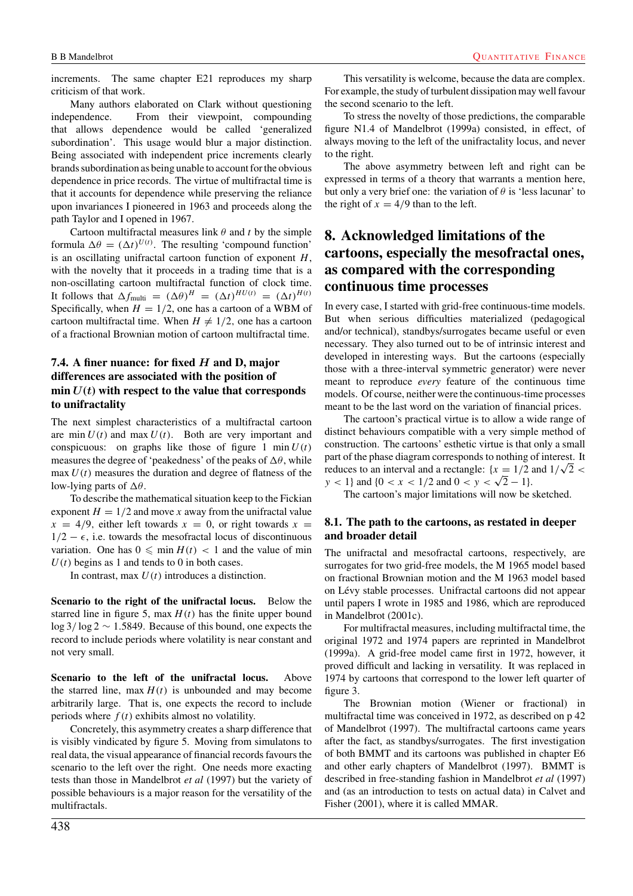increments. The same chapter E21 reproduces my sharp criticism of that work.

Many authors elaborated on Clark without questioning independence. From their viewpoint, compounding that allows dependence would be called 'generalized subordination'. This usage would blur a major distinction. Being associated with independent price increments clearly brands subordination as being unable to account for the obvious dependence in price records. The virtue of multifractal time is that it accounts for dependence while preserving the reliance upon invariances I pioneered in 1963 and proceeds along the path Taylor and I opened in 1967.

Cartoon multifractal measures link $\theta$ and $t$ by the simple formula $\Delta\theta = (\Delta t)^{U(t)}$. The resulting 'compound function' is an oscillating unifractal cartoon function of exponent $H$, with the novelty that it proceeds in a trading time that is a non-oscillating cartoon multifractal function of clock time. It follows that $\Delta f_{\text{multi}} = (\Delta\theta)^H = (\Delta t)^{HU(t)} = (\Delta t)^{H(t)}$ Specifically, when $H = 1/2$, one has a cartoon of a WBM of cartoon multifractal time. When $H \neq 1/2$, one has a cartoon of a fractional Brownian motion of cartoon multifractal time.

### 7.4. A finer nuance: for fixed $H$ and D, major differences are associated with the position of $\min U(t)$ with respect to the value that corresponds to unifractality

The next simplest characteristics of a multifractal cartoon are $\min U(t)$ and $\max U(t)$. Both are very important and conspicuous: on graphs like those of figure 1 $\min U(t)$ measures the degree of 'peakedness' of the peaks of $\Delta\theta$, while $\max U(t)$ measures the duration and degree of flatness of the low-lying parts of $\Delta\theta$.

To describe the mathematical situation keep to the Fickian exponent $H = 1/2$ and move $x$ away from the unifractal value $x = 4/9$, either left towards $x = 0$, or right towards $x = 1/2 - \epsilon$, i.e. towards the mesofractal locus of discontinuous variation. One has $0 \leqslant \min H(t) < 1$ and the value of min $U(t)$ begins as 1 and tends to 0 in both cases.

In contrast, $\max U(t)$ introduces a distinction.

**Scenario to the right of the unifractal locus.** Below the starred line in figure 5, $\max H(t)$ has the finite upper bound $\log 3/\log 2 \sim 1.5849$. Because of this bound, one expects the record to include periods where volatility is near constant and not very small.

**Scenario to the left of the unifractal locus.** Above the starred line, $\max U(t)$ is unbounded and may become arbitrarily large. That is, one expects the record to include periods where $f(t)$ exhibits almost no volatility.

Concretely, this asymmetry creates a sharp difference that is visibly vindicated by figure 5. Moving from simulatons to real data, the visual appearance of financial records favours the scenario to the left over the right. One needs more exacting tests than those in Mandelbrot *et al* (1997) but the variety of possible behaviours is a major reason for the versatility of the multifractals.

This versatility is welcome, because the data are complex. For example, the study of turbulent dissipation may well favour the second scenario to the left.

To stress the novelty of those predictions, the comparable figure N1.4 of Mandelbrot (1999a) consisted, in effect, of always moving to the left of the unifractality locus, and never to the right.

The above asymmetry between left and right can be expressed in terms of a theory that warrants a mention here, but only a very brief one: the variation of $\theta$ is 'less lacunar' to the right of $x = 4/9$ than to the left.

## 8. Acknowledged limitations of the cartoons, especially the mesofractal ones, as compared with the corresponding continuous time processes

In every case, I started with grid-free continuous-time models. But when serious difficulties materialized (pedagogical and/or technical), standbys/surrogates became useful or even necessary. They also turned out to be of intrinsic interest and developed in interesting ways. But the cartoons (especially those with a three-interval symmetric generator) were never meant to reproduce *every* feature of the continuous time models. Of course, neither were the continuous-time processes meant to be the last word on the variation of financial prices.

The cartoon's practical virtue is to allow a wide range of distinct behaviours compatible with a very simple method of construction. The cartoons' esthetic virtue is that only a small part of the phase diagram corresponds to nothing of interest. It reduces to an interval and a rectangle: $\{x = 1/2$ and $1/\sqrt{2} < y < 1\}$ and $\{0 < x < 1/2$ and $0 < y < \sqrt{2} - 1\}$.

The cartoon's major limitations will now be sketched.

### 8.1. The path to the cartoons, as restated in deeper and broader detail

The unifractal and mesofractal cartoons, respectively, are surrogates for two grid-free models, the M 1965 model based on fractional Brownian motion and the M 1963 model based on Lévy stable processes. Unifractal cartoons did not appear until papers I wrote in 1985 and 1986, which are reproduced in Mandelbrot (2001c).

For multifractal measures, including multifractal time, the original 1972 and 1974 papers are reprinted in Mandelbrot (1999a). A grid-free model came first in 1972, however, it proved difficult and lacking in versatility. It was replaced in 1974 by cartoons that correspond to the lower left quarter of figure 3.

The Brownian motion (Wiener or fractional) in multifractal time was conceived in 1972, as described on p 42 of Mandelbrot (1997). The multifractal cartoons came years after the fact, as standbys/surrogates. The first investigation of both BMMT and its cartoons was published in chapter E6 and other early chapters of Mandelbrot (1997). BMMT is described in free-standing fashion in Mandelbrot *et al* (1997) and (as an introduction to tests on actual data) in Calvet and Fisher (2001), where it is called MMAR.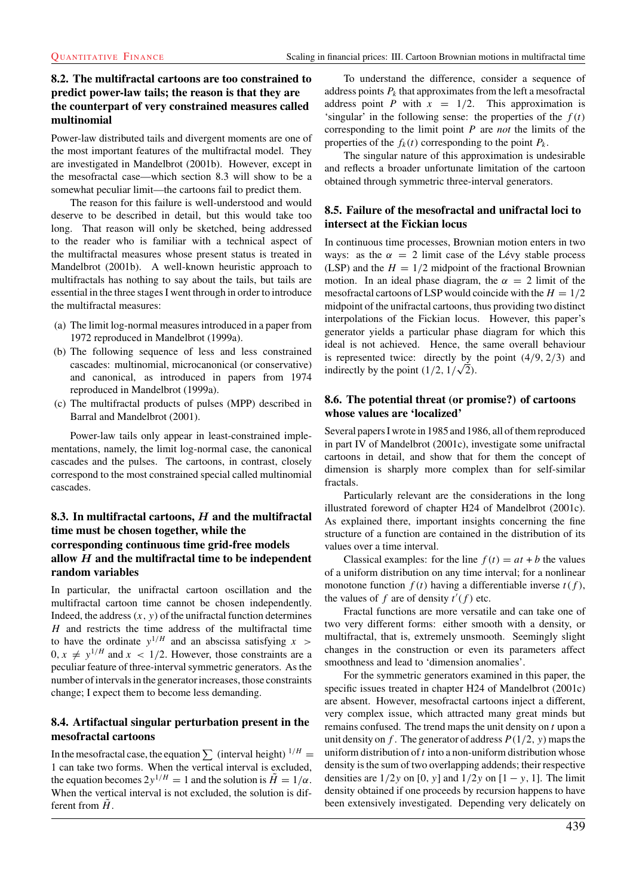### 8.2. The multifractal cartoons are too constrained to predict power-law tails; the reason is that they are the counterpart of very constrained measures called multinomial

Power-law distributed tails and divergent moments are one of the most important features of the multifractal model. They are investigated in Mandelbrot (2001b). However, except in the mesofractal case—which section 8.3 will show to be a somewhat peculiar limit—the cartoons fail to predict them.

The reason for this failure is well-understood and would deserve to be described in detail, but this would take too long. That reason will only be sketched, being addressed to the reader who is familiar with a technical aspect of the multifractal measures whose present status is treated in Mandelbrot (2001b). A well-known heuristic approach to multifractals has nothing to say about the tails, but tails are essential in the three stages I went through in order to introduce the multifractal measures:

- (a) The limit log-normal measures introduced in a paper from 1972 reproduced in Mandelbrot (1999a).
- (b) The following sequence of less and less constrained cascades: multinomial, microcanonical (or conservative) and canonical, as introduced in papers from 1974 reproduced in Mandelbrot (1999a).
- (c) The multifractal products of pulses (MPP) described in Barral and Mandelbrot (2001).

Power-law tails only appear in least-constrained implementations, namely, the limit log-normal case, the canonical cascades and the pulses. The cartoons, in contrast, closely correspond to the most constrained special called multinomial cascades.

### 8.3. In multifractal cartoons, $H$ and the multifractal time must be chosen together, while the corresponding continuous time grid-free models allow $H$ and the multifractal time to be independent random variables

In particular, the unifractal cartoon oscillation and the multifractal cartoon time cannot be chosen independently. Indeed, the address $(x, y)$ of the unifractal function determines $H$ and restricts the time address of the multifractal time to have the ordinate $y^{1/H}$ and an abscissa satisfying $x > 0, x \neq y^{1/H}$ and $x < 1/2$. However, those constraints are a peculiar feature of three-interval symmetric generators. As the number of intervals in the generator increases, those constraints change; I expect them to become less demanding.

### 8.4. Artifactual singular perturbation present in the mesofractal cartoons

In the mesofractal case, the equation $\sum$ (interval height) $^{1/H} = 1$ can take two forms. When the vertical interval is excluded, the equation becomes $2y^{1/H} = 1$ and the solution is $\tilde{H} = 1/\alpha$. When the vertical interval is not excluded, the solution is different from $\tilde{H}$.

To understand the difference, consider a sequence of address points $P_k$ that approximates from the left a mesofractal address point $P$ with $x = 1/2$. This approximation is 'singular' in the following sense: the properties of the $f(t)$ corresponding to the limit point $P$ are *not* the limits of the properties of the $f_k(t)$ corresponding to the point $P_k$.

The singular nature of this approximation is undesirable and reflects a broader unfortunate limitation of the cartoon obtained through symmetric three-interval generators.

### 8.5. Failure of the mesofractal and unifractal loci to intersect at the Fickian locus

In continuous time processes, Brownian motion enters in two ways: as the $\alpha = 2$ limit case of the Lévy stable process (LSP) and the $H = 1/2$ midpoint of the fractional Brownian motion. In an ideal phase diagram, the $\alpha = 2$ limit of the mesofractal cartoons of LSP would coincide with the $H = 1/2$ midpoint of the unifractal cartoons, thus providing two distinct interpolations of the Fickian locus. However, this paper's generator yields a particular phase diagram for which this ideal is not achieved. Hence, the same overall behaviour is represented twice: directly by the point $(4/9, 2/3)$ and indirectly by the point $(1/2, 1/\sqrt{2})$.

### 8.6. The potential threat (or promise?) of cartoons whose values are 'localized'

Several papers I wrote in 1985 and 1986, all of them reproduced in part IV of Mandelbrot (2001c), investigate some unifractal cartoons in detail, and show that for them the concept of dimension is sharply more complex than for self-similar fractals.

Particularly relevant are the considerations in the long illustrated foreword of chapter H24 of Mandelbrot (2001c). As explained there, important insights concerning the fine structure of a function are contained in the distribution of its values over a time interval.

Classical examples: for the line $f(t) = at + b$ the values of a uniform distribution on any time interval; for a nonlinear monotone function $f(t)$ having a differentiable inverse $t(f)$, the values of $f$ are of density $t'(f)$ etc.

Fractal functions are more versatile and can take one of two very different forms: either smooth with a density, or multifractal, that is, extremely unsmooth. Seemingly slight changes in the construction or even its parameters affect smoothness and lead to 'dimension anomalies'.

For the symmetric generators examined in this paper, the specific issues treated in chapter H24 of Mandelbrot (2001c) are absent. However, mesofractal cartoons inject a different, very complex issue, which attracted many great minds but remains confused. The trend maps the unit density on $t$ upon a unit density on $f$. The generator of address $P(1/2, y)$ maps the uniform distribution of $t$ into a non-uniform distribution whose density is the sum of two overlapping addends; their respective densities are $1/2y$ on $[0, y]$ and $1/2y$ on $[1 - y, 1]$. The limit density obtained if one proceeds by recursion happens to have been extensively investigated. Depending very delicately on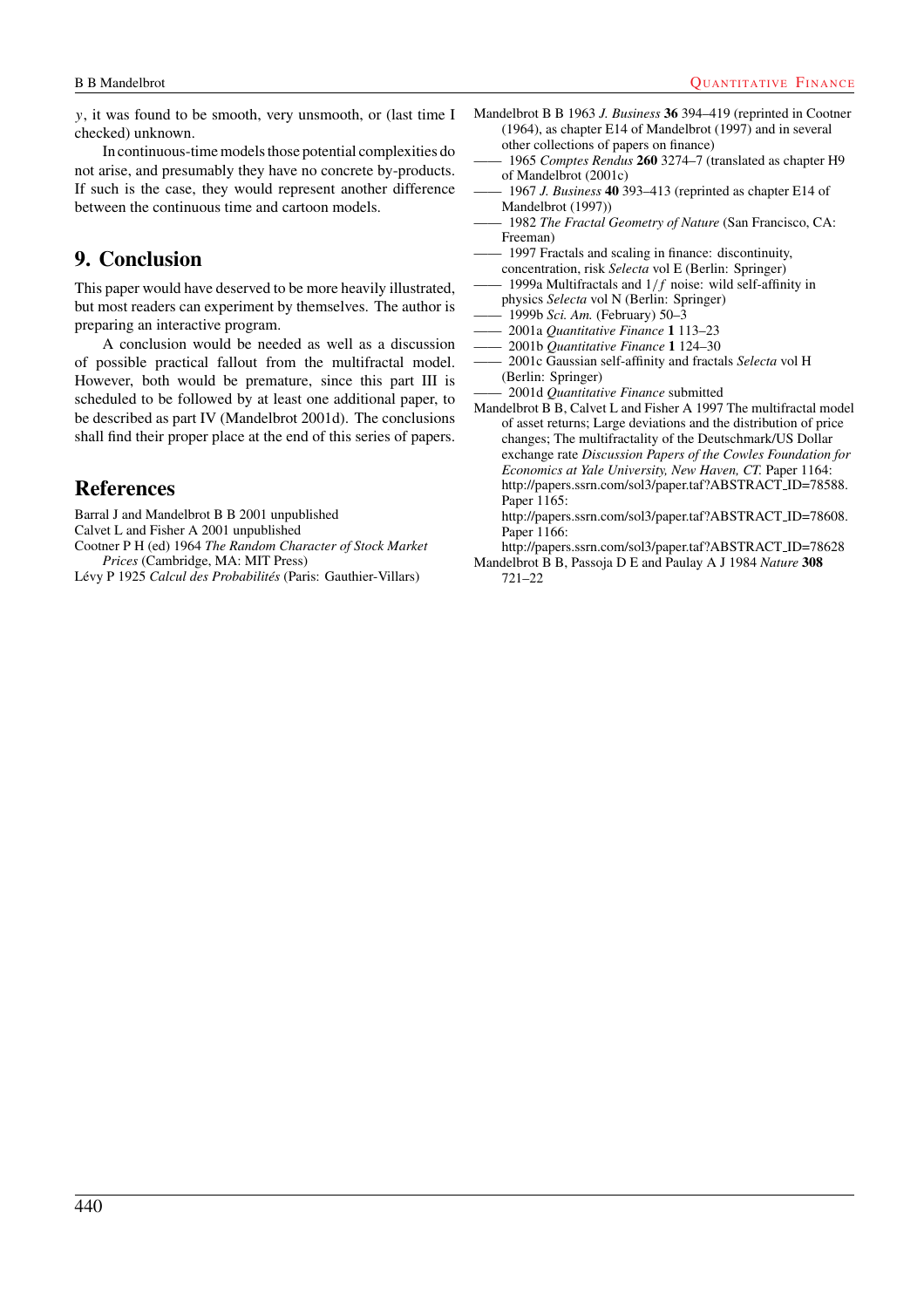$y$, it was found to be smooth, very unsmooth, or (last time I checked) unknown.

In continuous-time models those potential complexities do not arise, and presumably they have no concrete by-products. If such is the case, they would represent another difference between the continuous time and cartoon models.

## 9. Conclusion

This paper would have deserved to be more heavily illustrated, but most readers can experiment by themselves. The author is preparing an interactive program.

A conclusion would be needed as well as a discussion of possible practical fallout from the multifractal model. However, both would be premature, since this part III is scheduled to be followed by at least one additional paper, to be described as part IV (Mandelbrot 2001d). The conclusions shall find their proper place at the end of this series of papers.

## References

Barral J and Mandelbrot B B 2001 unpublished

Calvet L and Fisher A 2001 unpublished

Cootner P H (ed) 1964 *The Random Character of Stock Market Prices* (Cambridge, MA: MIT Press)

Lévy P 1925 *Calcul des Probabilités* (Paris: Gauthier-Villars)

Mandelbrot B B 1963 *J. Business* **36** 394–419 (reprinted in Cootner (1964), as chapter E14 of Mandelbrot (1997) and in several other collections of papers on finance)

—— 1965 *Comptes Rendus* **260** 3274–7 (translated as chapter H9 of Mandelbrot (2001c)

—— 1967 *J. Business* **40** 393–413 (reprinted as chapter E14 of Mandelbrot (1997))

—— 1982 *The Fractal Geometry of Nature* (San Francisco, CA: Freeman)

—— 1997 Fractals and scaling in finance: discontinuity, concentration, risk *Selecta* vol E (Berlin: Springer)

—— 1999a Multifractals and $1/f$ noise: wild self-affinity in physics *Selecta* vol N (Berlin: Springer)

—— 1999b *Sci. Am.* (February) 50–3

—— 2001a *Quantitative Finance* **1** 113–23

—— 2001b *Quantitative Finance* **1** 124–30

—— 2001c Gaussian self-affinity and fractals *Selecta* vol H (Berlin: Springer)

—— 2001d *Quantitative Finance* submitted

Mandelbrot B B, Calvet L and Fisher A 1997 The multifractal model of asset returns; Large deviations and the distribution of price changes; The multifractality of the Deutschmark/US Dollar exchange rate *Discussion Papers of the Cowles Foundation for Economics at Yale University, New Haven, CT.* Paper 1164: http://papers.ssrn.com/sol3/paper.taf?ABSTRACT_ID=78588. Paper 1165: http://papers.ssrn.com/sol3/paper.taf?ABSTRACT_ID=78608. Paper 1166: http://papers.ssrn.com/sol3/paper.taf?ABSTRACT_ID=78628

Mandelbrot B B, Passoja D E and Paulay A J 1984 *Nature* **308** 721–22